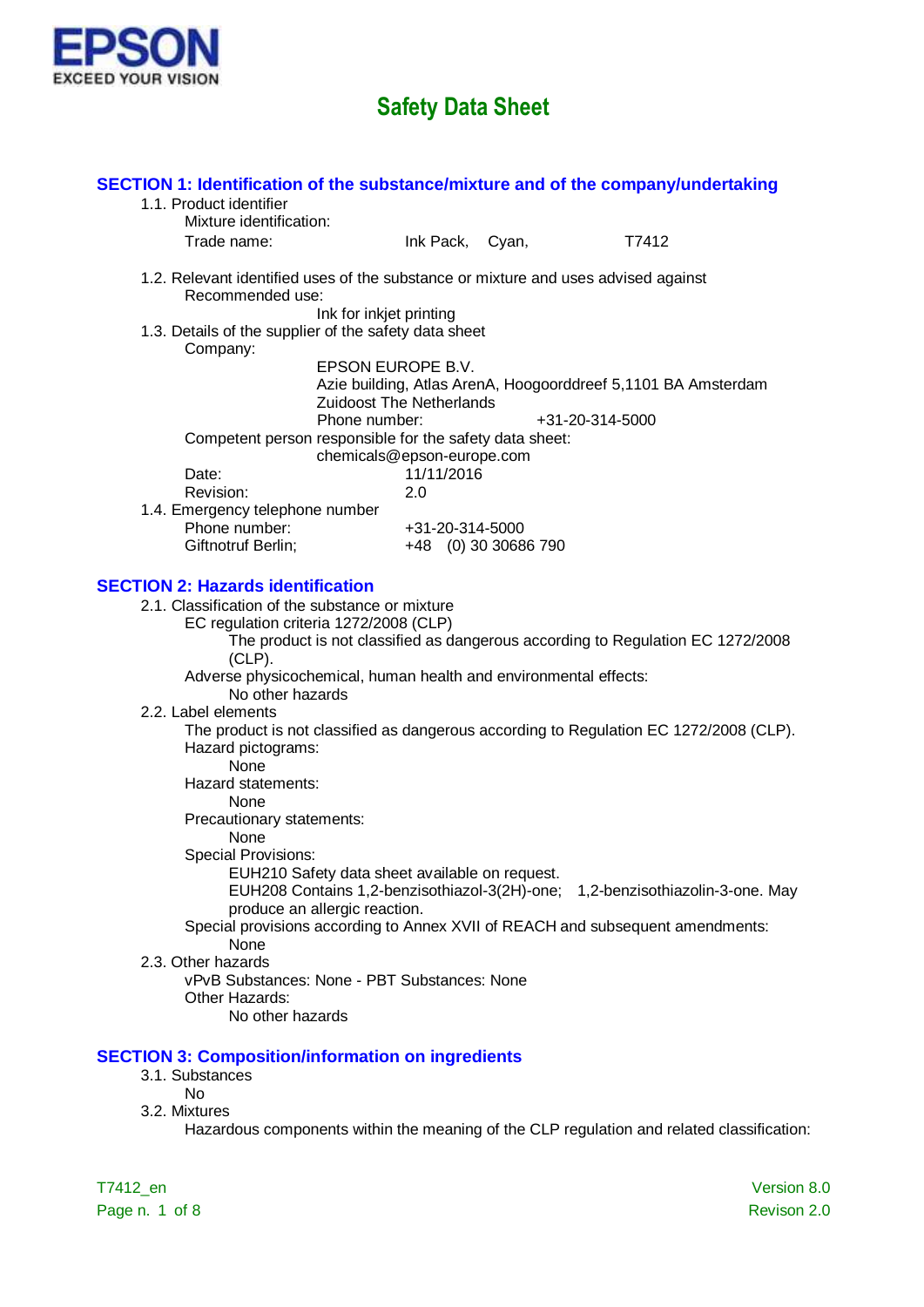EPSON
EXCEED YOUR VISION

# Safety Data Sheet

## SECTION 1: Identification of the substance/mixture and of the company/undertaking

1.1. Product identifier

Mixture identification:

Trade name: Ink Pack, Cyan, T7412

1.2. Relevant identified uses of the substance or mixture and uses advised against

Recommended use:

Ink for inkjet printing

1.3. Details of the supplier of the safety data sheet

Company:

EPSON EUROPE B.V.
Azie building, Atlas ArenA, Hoogoorddreef 5,1101 BA Amsterdam
Zuidoost The Netherlands
Phone number: +31-20-314-5000

Competent person responsible for the safety data sheet:

chemicals@epson-europe.com

Date: 11/11/2016

Revision: 2.0

1.4. Emergency telephone number

Phone number: +31-20-314-5000

Giftnotruf Berlin; +48 (0) 30 30686 790

## SECTION 2: Hazards identification

2.1. Classification of the substance or mixture

EC regulation criteria 1272/2008 (CLP)

The product is not classified as dangerous according to Regulation EC 1272/2008 (CLP).

Adverse physicochemical, human health and environmental effects:

No other hazards

2.2. Label elements

The product is not classified as dangerous according to Regulation EC 1272/2008 (CLP).

Hazard pictograms:

None

Hazard statements:

None

Precautionary statements:

None

Special Provisions:

EUH210 Safety data sheet available on request.

EUH208 Contains 1,2-benzisothiazol-3(2H)-one; 1,2-benzisothiazolin-3-one. May produce an allergic reaction.

Special provisions according to Annex XVII of REACH and subsequent amendments:

None

2.3. Other hazards

vPvB Substances: None - PBT Substances: None

Other Hazards:

No other hazards

## SECTION 3: Composition/information on ingredients

3.1. Substances

No

3.2. Mixtures

Hazardous components within the meaning of the CLP regulation and related classification: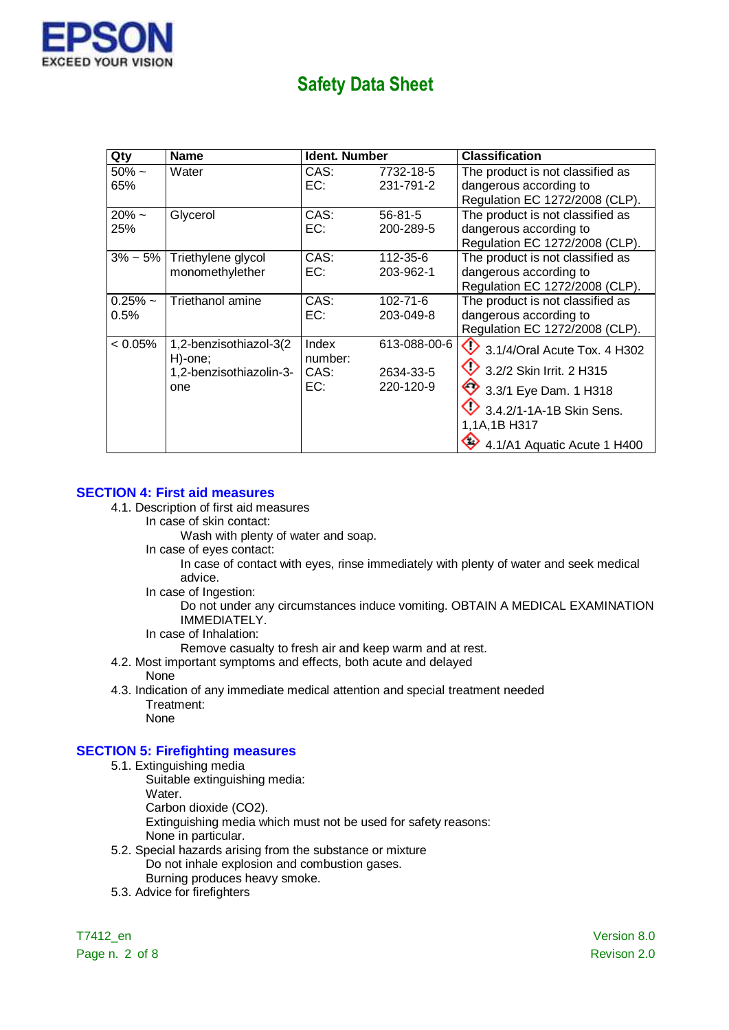# Safety Data Sheet

| Qty | Name | Ident. Number | | Classification |
|---|---|---|---|---|
| 50% ~ 65% | Water | CAS: EC: | 7732-18-5 231-791-2 | The product is not classified as dangerous according to Regulation EC 1272/2008 (CLP). |
| 20% ~ 25% | Glycerol | CAS: EC: | 56-81-5 200-289-5 | The product is not classified as dangerous according to Regulation EC 1272/2008 (CLP). |
| 3% ~ 5% | Triethylene glycol monomethylether | CAS: EC: | 112-35-6 203-962-1 | The product is not classified as dangerous according to Regulation EC 1272/2008 (CLP). |
| 0.25% ~ 0.5% | Triethanol amine | CAS: EC: | 102-71-6 203-049-8 | The product is not classified as dangerous according to Regulation EC 1272/2008 (CLP). |
| < 0.05% | 1,2-benzisothiazol-3(2 H)-one; 1,2-benzisothiazolin-3-one | Index number: CAS: EC: | 613-088-00-6 2634-33-5 220-120-9 | 3.1/4/Oral Acute Tox. 4 H302 3.2/2 Skin Irrit. 2 H315 3.3/1 Eye Dam. 1 H318 3.4.2/1-1A-1B Skin Sens. 1,1A,1B H317 4.1/A1 Aquatic Acute 1 H400 |

## SECTION 4: First aid measures

4.1. Description of first aid measures

In case of skin contact:

Wash with plenty of water and soap.

In case of eyes contact:

In case of contact with eyes, rinse immediately with plenty of water and seek medical advice.

In case of Ingestion:

Do not under any circumstances induce vomiting. OBTAIN A MEDICAL EXAMINATION IMMEDIATELY.

In case of Inhalation:

Remove casualty to fresh air and keep warm and at rest.

4.2. Most important symptoms and effects, both acute and delayed

None

4.3. Indication of any immediate medical attention and special treatment needed

Treatment:

None

## SECTION 5: Firefighting measures

5.1. Extinguishing media

Suitable extinguishing media:

Water.

Carbon dioxide ($CO_2$).

Extinguishing media which must not be used for safety reasons:

None in particular.

5.2. Special hazards arising from the substance or mixture

Do not inhale explosion and combustion gases.

Burning produces heavy smoke.

5.3. Advice for firefighters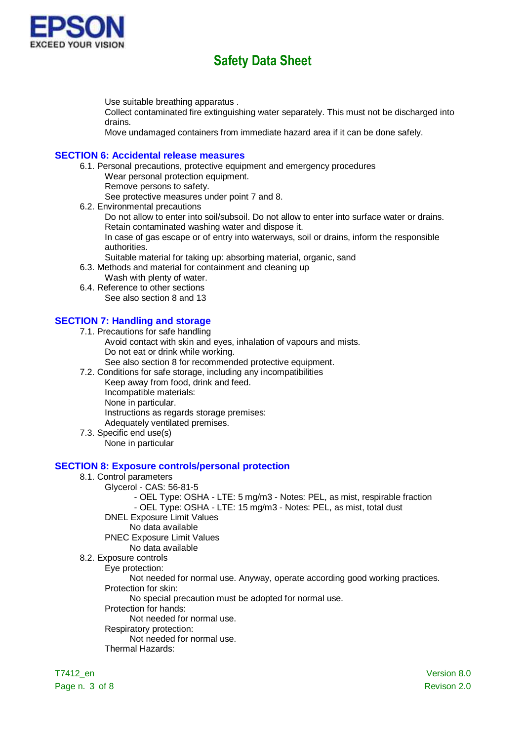Use suitable breathing apparatus .
Collect contaminated fire extinguishing water separately. This must not be discharged into drains.
Move undamaged containers from immediate hazard area if it can be done safely.

## SECTION 6: Accidental release measures

6.1. Personal precautions, protective equipment and emergency procedures

Wear personal protection equipment.
Remove persons to safety.
See protective measures under point 7 and 8.

6.2. Environmental precautions

Do not allow to enter into soil/subsoil. Do not allow to enter into surface water or drains.
Retain contaminated washing water and dispose it.
In case of gas escape or of entry into waterways, soil or drains, inform the responsible authorities.
Suitable material for taking up: absorbing material, organic, sand

6.3. Methods and material for containment and cleaning up

Wash with plenty of water.

6.4. Reference to other sections

See also section 8 and 13

## SECTION 7: Handling and storage

7.1. Precautions for safe handling

Avoid contact with skin and eyes, inhalation of vapours and mists.
Do not eat or drink while working.
See also section 8 for recommended protective equipment.

7.2. Conditions for safe storage, including any incompatibilities

Keep away from food, drink and feed.
Incompatible materials:
None in particular.
Instructions as regards storage premises:
Adequately ventilated premises.

7.3. Specific end use(s)

None in particular

## SECTION 8: Exposure controls/personal protection

8.1. Control parameters

Glycerol - CAS: 56-81-5

- OEL Type: OSHA - LTE: 5 mg/m3 - Notes: PEL, as mist, respirable fraction
- OEL Type: OSHA - LTE: 15 mg/m3 - Notes: PEL, as mist, total dust

DNEL Exposure Limit Values

No data available

PNEC Exposure Limit Values

No data available

8.2. Exposure controls

Eye protection:

Not needed for normal use. Anyway, operate according good working practices.

Protection for skin:

No special precaution must be adopted for normal use.

Protection for hands:

Not needed for normal use.

Respiratory protection:

Not needed for normal use.

Thermal Hazards: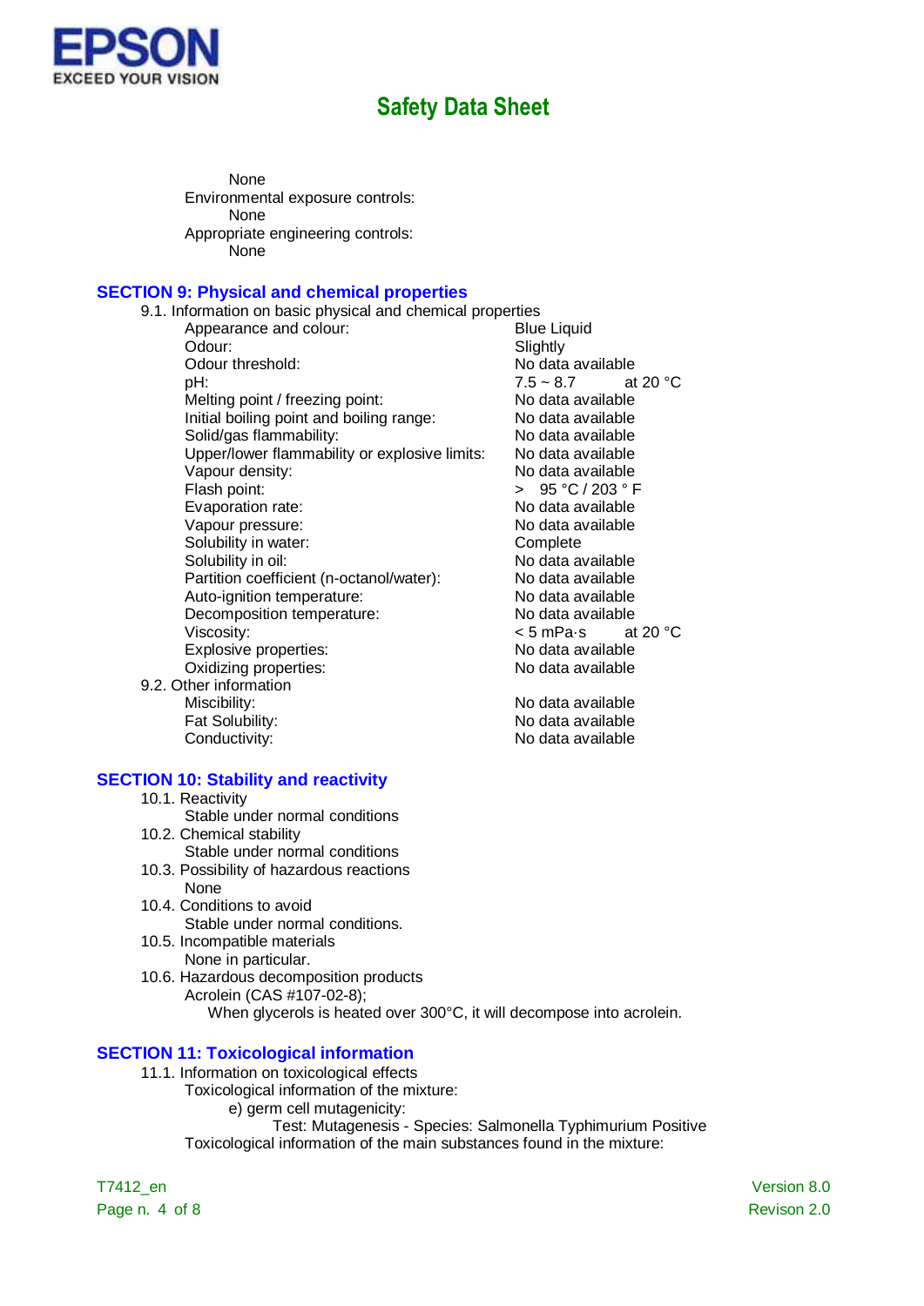None

Environmental exposure controls:

None

Appropriate engineering controls:

None

## SECTION 9: Physical and chemical properties

9.1. Information on basic physical and chemical properties

| Property | Value |
| --- | --- |
| Appearance and colour: | Blue Liquid |
| Odour: | Slightly |
| Odour threshold: | No data available |
| pH: | 7.5 ~ 8.7 at 20 °C |
| Melting point / freezing point: | No data available |
| Initial boiling point and boiling range: | No data available |
| Solid/gas flammability: | No data available |
| Upper/lower flammability or explosive limits: | No data available |
| Vapour density: | No data available |
| Flash point: | > 95 °C / 203 ° F |
| Evaporation rate: | No data available |
| Vapour pressure: | No data available |
| Solubility in water: | Complete |
| Solubility in oil: | No data available |
| Partition coefficient (n-octanol/water): | No data available |
| Auto-ignition temperature: | No data available |
| Decomposition temperature: | No data available |
| Viscosity: | < 5 mPa·s at 20 °C |
| Explosive properties: | No data available |
| Oxidizing properties: | No data available |

9.2. Other information

| Property | Value |
| --- | --- |
| Miscibility: | No data available |
| Fat Solubility: | No data available |
| Conductivity: | No data available |

## SECTION 10: Stability and reactivity

10.1. Reactivity

Stable under normal conditions

10.2. Chemical stability

Stable under normal conditions

10.3. Possibility of hazardous reactions

None

10.4. Conditions to avoid

Stable under normal conditions.

10.5. Incompatible materials

None in particular.

10.6. Hazardous decomposition products

Acrolein (CAS #107-02-8);

When glycerols is heated over 300°C, it will decompose into acrolein.

## SECTION 11: Toxicological information

11.1. Information on toxicological effects

Toxicological information of the mixture:

e) germ cell mutagenicity:

Test: Mutagenesis - Species: Salmonella Typhimurium Positive

Toxicological information of the main substances found in the mixture: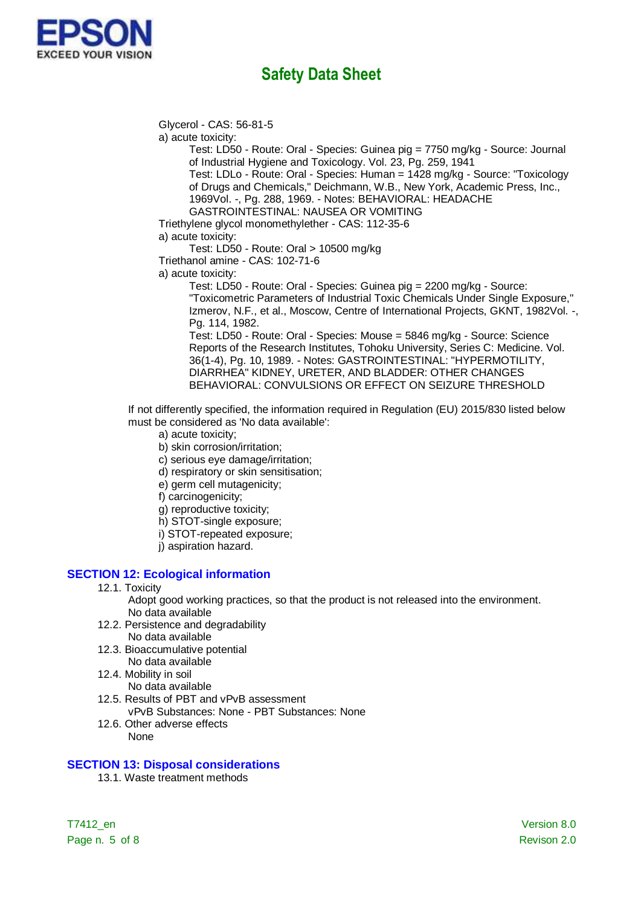Glycerol - CAS: 56-81-5

a) acute toxicity:

Test: LD50 - Route: Oral - Species: Guinea pig = 7750 mg/kg - Source: Journal of Industrial Hygiene and Toxicology. Vol. 23, Pg. 259, 1941

Test: LDLo - Route: Oral - Species: Human = 1428 mg/kg - Source: "Toxicology of Drugs and Chemicals," Deichmann, W.B., New York, Academic Press, Inc., 1969Vol. -, Pg. 288, 1969. - Notes: BEHAVIORAL: HEADACHE GASTROINTESTINAL: NAUSEA OR VOMITING

Triethylene glycol monomethylether - CAS: 112-35-6

a) acute toxicity:

Test: LD50 - Route: Oral > 10500 mg/kg

Triethanol amine - CAS: 102-71-6

a) acute toxicity:

Test: LD50 - Route: Oral - Species: Guinea pig = 2200 mg/kg - Source: "Toxicometric Parameters of Industrial Toxic Chemicals Under Single Exposure," Izmerov, N.F., et al., Moscow, Centre of International Projects, GKNT, 1982Vol. -, Pg. 114, 1982.

Test: LD50 - Route: Oral - Species: Mouse = 5846 mg/kg - Source: Science Reports of the Research Institutes, Tohoku University, Series C: Medicine. Vol. 36(1-4), Pg. 10, 1989. - Notes: GASTROINTESTINAL: "HYPERMOTILITY, DIARRHEA" KIDNEY, URETER, AND BLADDER: OTHER CHANGES BEHAVIORAL: CONVULSIONS OR EFFECT ON SEIZURE THRESHOLD

If not differently specified, the information required in Regulation (EU) 2015/830 listed below must be considered as 'No data available':

a) acute toxicity;
b) skin corrosion/irritation;
c) serious eye damage/irritation;
d) respiratory or skin sensitisation;
e) germ cell mutagenicity;
f) carcinogenicity;
g) reproductive toxicity;
h) STOT-single exposure;
i) STOT-repeated exposure;
j) aspiration hazard.

## SECTION 12: Ecological information

12.1. Toxicity

Adopt good working practices, so that the product is not released into the environment.
No data available

12.2. Persistence and degradability

No data available

12.3. Bioaccumulative potential

No data available

12.4. Mobility in soil

No data available

12.5. Results of PBT and vPvB assessment

vPvB Substances: None - PBT Substances: None

12.6. Other adverse effects

None

## SECTION 13: Disposal considerations

13.1. Waste treatment methods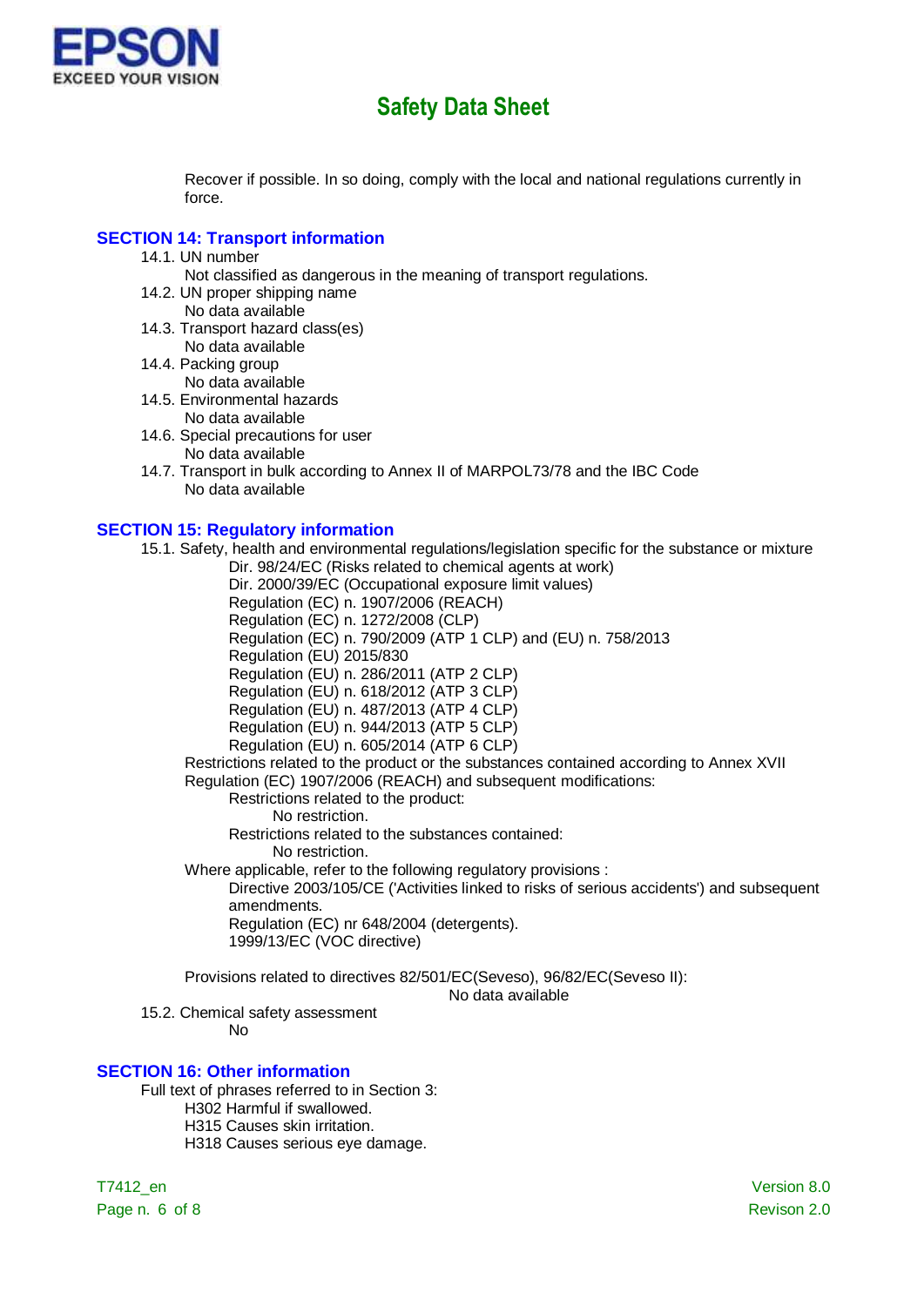Recover if possible. In so doing, comply with the local and national regulations currently in force.

## SECTION 14: Transport information

14.1. UN number

Not classified as dangerous in the meaning of transport regulations.

14.2. UN proper shipping name

No data available

14.3. Transport hazard class(es)

No data available

14.4. Packing group

No data available

14.5. Environmental hazards

No data available

14.6. Special precautions for user

No data available

14.7. Transport in bulk according to Annex II of MARPOL73/78 and the IBC Code

No data available

## SECTION 15: Regulatory information

15.1. Safety, health and environmental regulations/legislation specific for the substance or mixture

Dir. 98/24/EC (Risks related to chemical agents at work)
Dir. 2000/39/EC (Occupational exposure limit values)
Regulation (EC) n. 1907/2006 (REACH)
Regulation (EC) n. 1272/2008 (CLP)
Regulation (EC) n. 790/2009 (ATP 1 CLP) and (EU) n. 758/2013
Regulation (EU) 2015/830
Regulation (EU) n. 286/2011 (ATP 2 CLP)
Regulation (EU) n. 618/2012 (ATP 3 CLP)
Regulation (EU) n. 487/2013 (ATP 4 CLP)
Regulation (EU) n. 944/2013 (ATP 5 CLP)
Regulation (EU) n. 605/2014 (ATP 6 CLP)

Restrictions related to the product or the substances contained according to Annex XVII Regulation (EC) 1907/2006 (REACH) and subsequent modifications:

Restrictions related to the product:

No restriction.

Restrictions related to the substances contained:

No restriction.

Where applicable, refer to the following regulatory provisions :

Directive 2003/105/CE ('Activities linked to risks of serious accidents') and subsequent amendments.
Regulation (EC) nr 648/2004 (detergents).
1999/13/EC (VOC directive)

Provisions related to directives 82/501/EC(Seveso), 96/82/EC(Seveso II):

No data available

15.2. Chemical safety assessment

No

## SECTION 16: Other information

Full text of phrases referred to in Section 3:

H302 Harmful if swallowed.
H315 Causes skin irritation.
H318 Causes serious eye damage.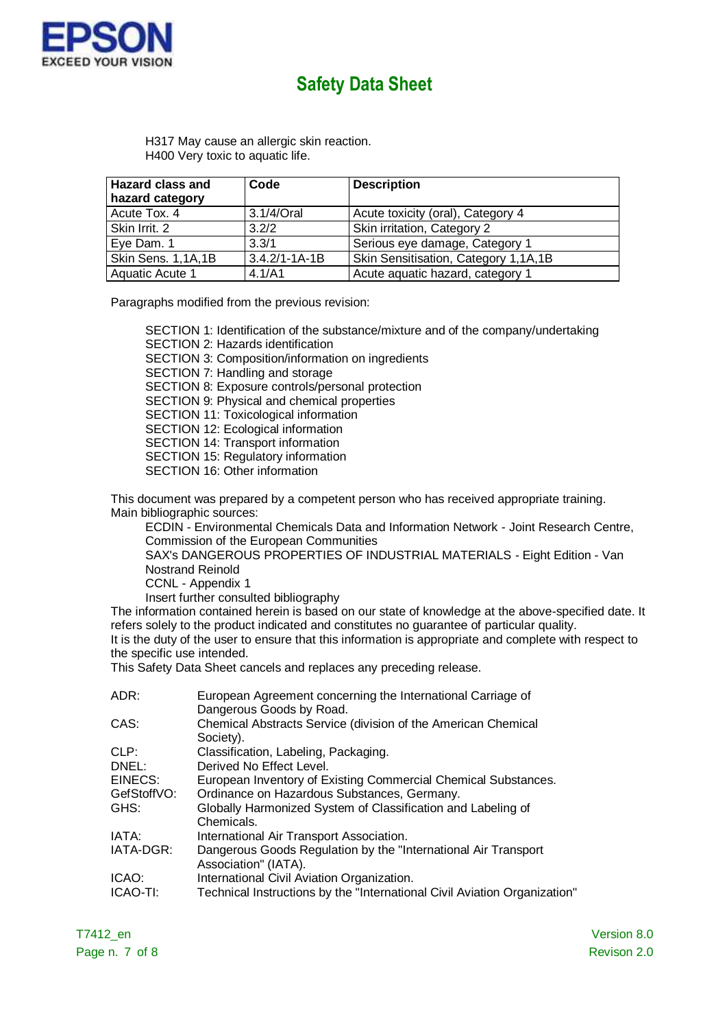H317 May cause an allergic skin reaction.
H400 Very toxic to aquatic life.

| Hazard class and hazard category | Code | Description |
|---|---|---|
| Acute Tox. 4 | 3.1/4/Oral | Acute toxicity (oral), Category 4 |
| Skin Irrit. 2 | 3.2/2 | Skin irritation, Category 2 |
| Eye Dam. 1 | 3.3/1 | Serious eye damage, Category 1 |
| Skin Sens. 1,1A,1B | 3.4.2/1-1A-1B | Skin Sensitisation, Category 1,1A,1B |
| Aquatic Acute 1 | 4.1/A1 | Acute aquatic hazard, category 1 |

Paragraphs modified from the previous revision:

- SECTION 1: Identification of the substance/mixture and of the company/undertaking
- SECTION 2: Hazards identification
- SECTION 3: Composition/information on ingredients
- SECTION 7: Handling and storage
- SECTION 8: Exposure controls/personal protection
- SECTION 9: Physical and chemical properties
- SECTION 11: Toxicological information
- SECTION 12: Ecological information
- SECTION 14: Transport information
- SECTION 15: Regulatory information
- SECTION 16: Other information

This document was prepared by a competent person who has received appropriate training.
Main bibliographic sources:

- ECDIN - Environmental Chemicals Data and Information Network - Joint Research Centre, Commission of the European Communities
- SAX's DANGEROUS PROPERTIES OF INDUSTRIAL MATERIALS - Eight Edition - Van Nostrand Reinold
- CCNL - Appendix 1
- Insert further consulted bibliography

The information contained herein is based on our state of knowledge at the above-specified date. It refers solely to the product indicated and constitutes no guarantee of particular quality.
It is the duty of the user to ensure that this information is appropriate and complete with respect to the specific use intended.
This Safety Data Sheet cancels and replaces any preceding release.

| | |
|---|---|
| ADR: | European Agreement concerning the International Carriage of Dangerous Goods by Road. |
| CAS: | Chemical Abstracts Service (division of the American Chemical Society). |
| CLP: | Classification, Labeling, Packaging. |
| DNEL: | Derived No Effect Level. |
| EINECS: | European Inventory of Existing Commercial Chemical Substances. |
| GefStoffVO: | Ordinance on Hazardous Substances, Germany. |
| GHS: | Globally Harmonized System of Classification and Labeling of Chemicals. |
| IATA: | International Air Transport Association. |
| IATA-DGR: | Dangerous Goods Regulation by the "International Air Transport Association" (IATA). |
| ICAO: | International Civil Aviation Organization. |
| ICAO-TI: | Technical Instructions by the "International Civil Aviation Organization" |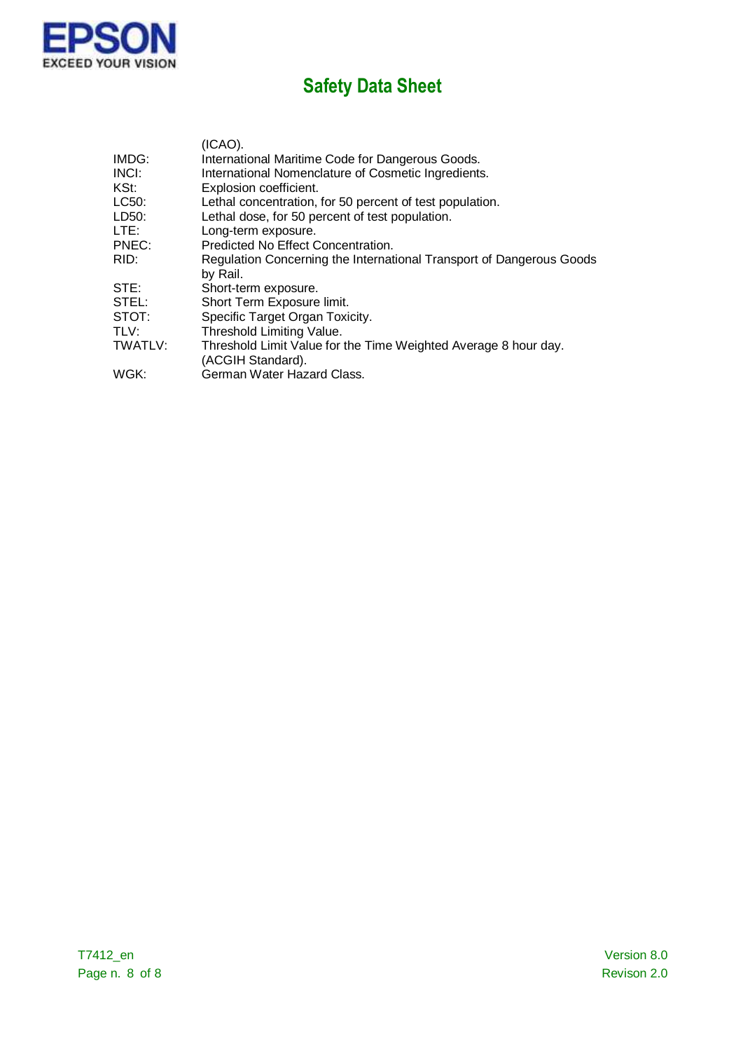(ICAO).

| | |
|---|---|
| IMDG: | International Maritime Code for Dangerous Goods. |
| INCI: | International Nomenclature of Cosmetic Ingredients. |
| KSt: | Explosion coefficient. |
| LC50: | Lethal concentration, for 50 percent of test population. |
| LD50: | Lethal dose, for 50 percent of test population. |
| LTE: | Long-term exposure. |
| PNEC: | Predicted No Effect Concentration. |
| RID: | Regulation Concerning the International Transport of Dangerous Goods by Rail. |
| STE: | Short-term exposure. |
| STEL: | Short Term Exposure limit. |
| STOT: | Specific Target Organ Toxicity. |
| TLV: | Threshold Limiting Value. |
| TWATLV: | Threshold Limit Value for the Time Weighted Average 8 hour day. (ACGIH Standard). |
| WGK: | German Water Hazard Class. |